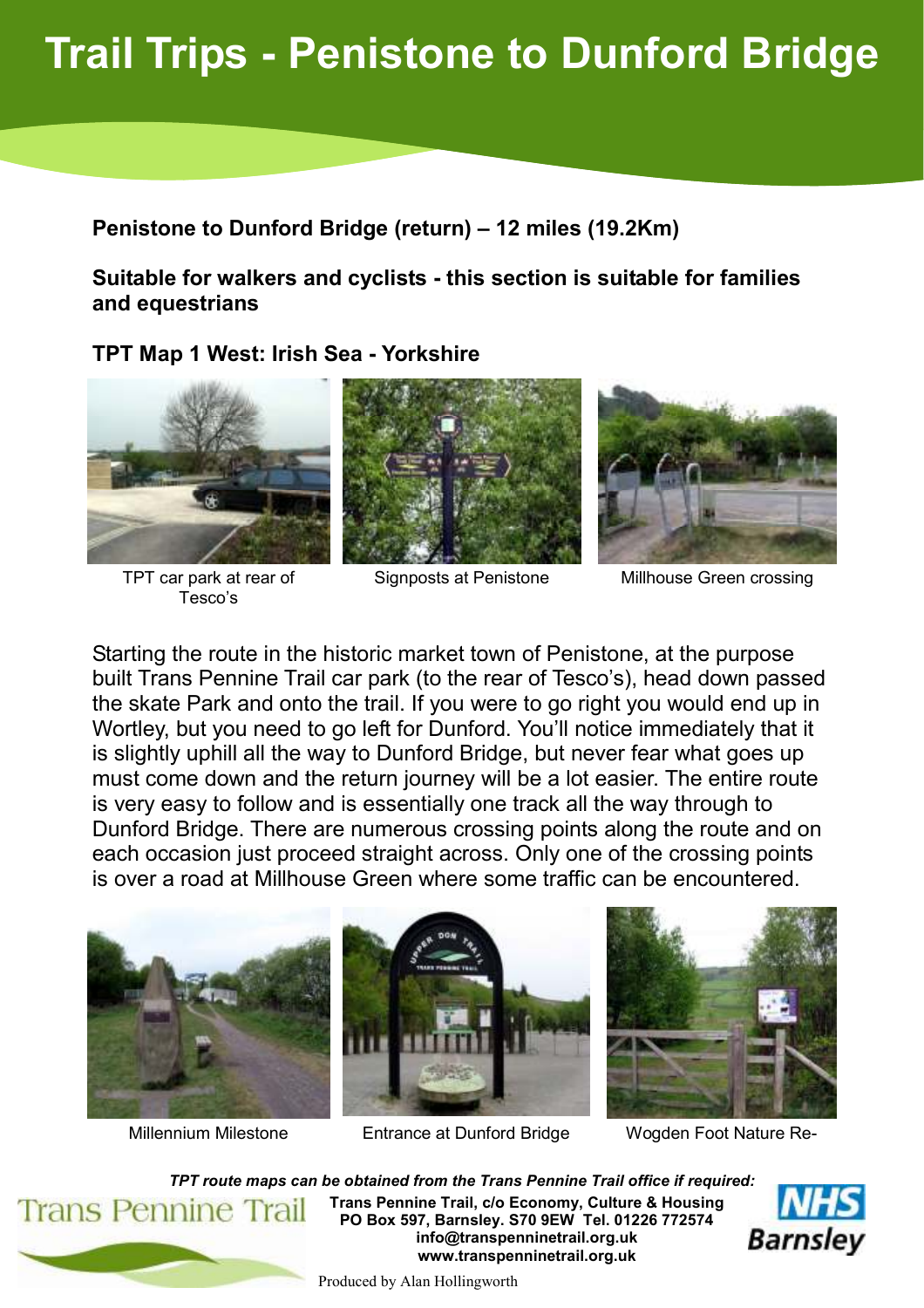# Trail Trips - Penistone to Dunford Bridge

**Penistone to Dunford Bridge (return) – 12 miles (19.2Km)**

**Suitable for walkers and cyclists - this section is suitable for families and equestrians**

**TPT Map 1 West: Irish Sea - Yorkshire**

TPT car park at rear of Tesco's

Signposts at Penistone

Millhouse Green crossing

Starting the route in the historic market town of Penistone, at the purpose built Trans Pennine Trail car park (to the rear of Tesco's), head down passed the skate Park and onto the trail. If you were to go right you would end up in Wortley, but you need to go left for Dunford. You'll notice immediately that it is slightly uphill all the way to Dunford Bridge, but never fear what goes up must come down and the return journey will be a lot easier. The entire route is very easy to follow and is essentially one track all the way through to Dunford Bridge. There are numerous crossing points along the route and on each occasion just proceed straight across. Only one of the crossing points is over a road at Millhouse Green where some traffic can be encountered.

Millennium Milestone

Entrance at Dunford Bridge

Wogden Foot Nature Re-

*TPT route maps can be obtained from the Trans Pennine Trail office if required:*

Trans Pennine Trail

**Trans Pennine Trail, c/o Economy, Culture & Housing**
**PO Box 597, Barnsley. S70 9EW Tel. 01226 772574**
**info@transpenninetrail.org.uk**
**www.transpenninetrail.org.uk**

NHS Barnsley

Produced by Alan Hollingworth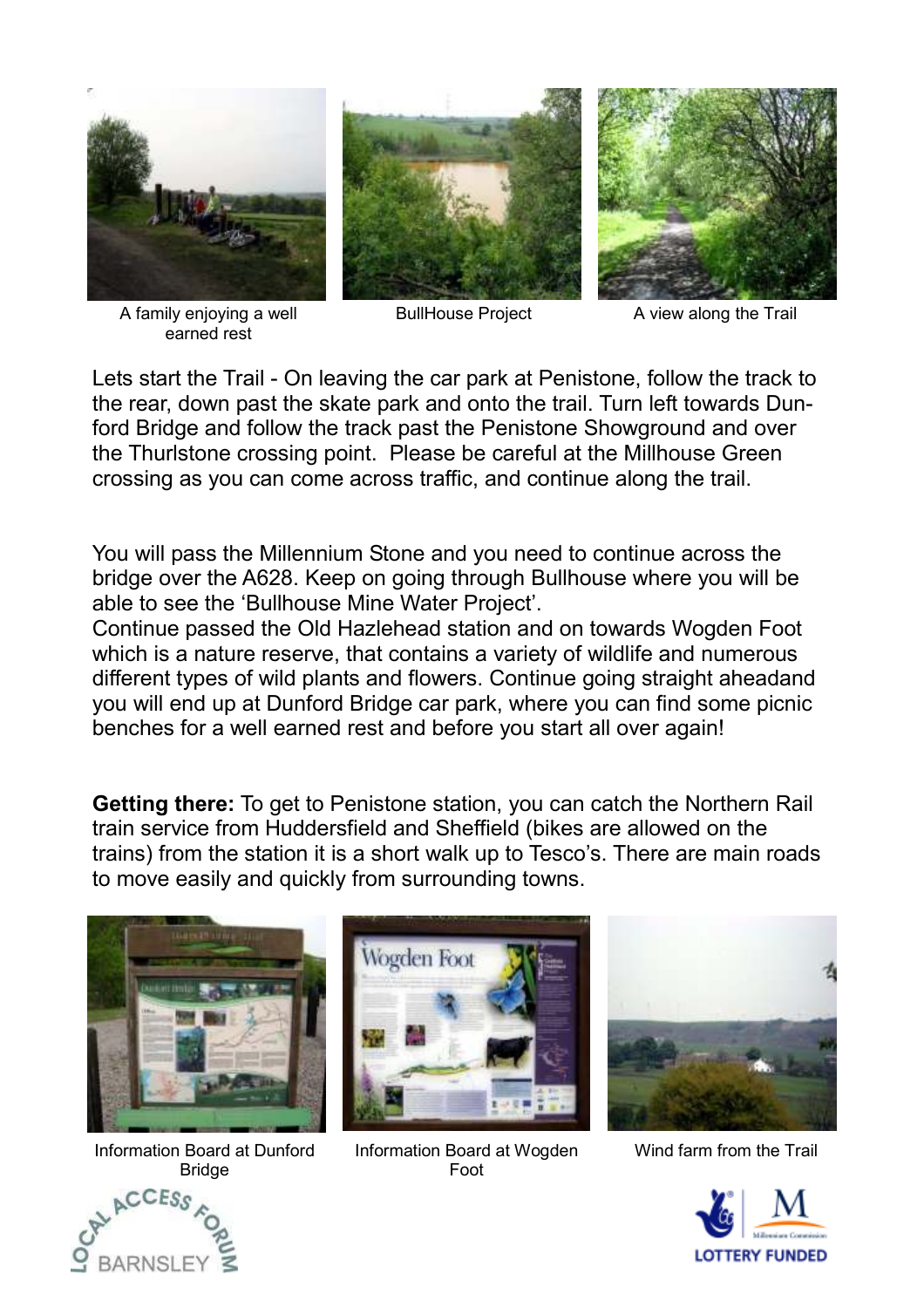A family enjoying a well earned rest

BullHouse Project

A view along the Trail

Lets start the Trail - On leaving the car park at Penistone, follow the track to the rear, down past the skate park and onto the trail. Turn left towards Dunford Bridge and follow the track past the Penistone Showground and over the Thurlstone crossing point.  Please be careful at the Millhouse Green crossing as you can come across traffic, and continue along the trail.

You will pass the Millennium Stone and you need to continue across the bridge over the A628. Keep on going through Bullhouse where you will be able to see the 'Bullhouse Mine Water Project'.
Continue passed the Old Hazlehead station and on towards Wogden Foot which is a nature reserve, that contains a variety of wildlife and numerous different types of wild plants and flowers. Continue going straight aheadand you will end up at Dunford Bridge car park, where you can find some picnic benches for a well earned rest and before you start all over again!

**Getting there:** To get to Penistone station, you can catch the Northern Rail train service from Huddersfield and Sheffield (bikes are allowed on the trains) from the station it is a short walk up to Tesco's. There are main roads to move easily and quickly from surrounding towns.

Information Board at Dunford Bridge

Information Board at Wogden Foot

Wind farm from the Trail

LOCAL ACCESS FORUM BARNSLEY

LOTTERY FUNDED